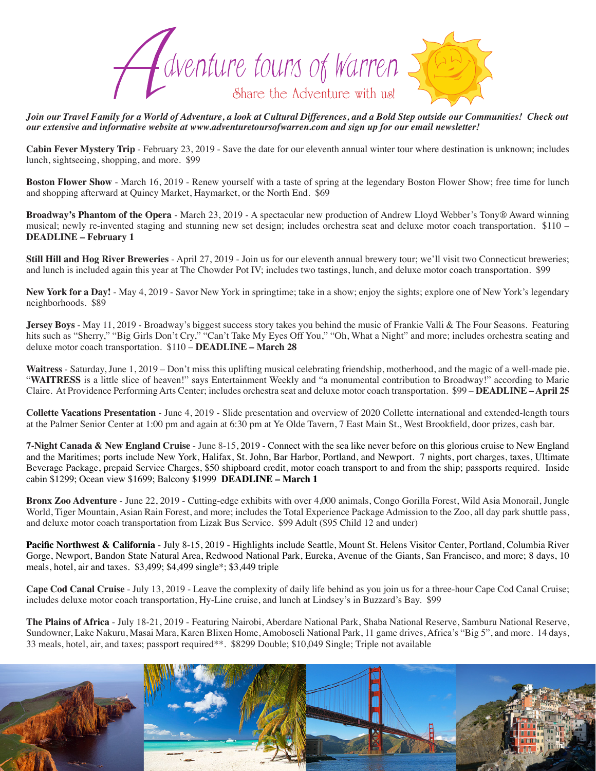# Adventure tours of Warren

Share the Adventure with us!

***Join our Travel Family for a World of Adventure, a look at Cultural Differences, and a Bold Step outside our Communities! Check out our extensive and informative website at www.adventuretoursofwarren.com and sign up for our email newsletter!***

**Cabin Fever Mystery Trip** - February 23, 2019 - Save the date for our eleventh annual winter tour where destination is unknown; includes lunch, sightseeing, shopping, and more. $99

**Boston Flower Show** - March 16, 2019 - Renew yourself with a taste of spring at the legendary Boston Flower Show; free time for lunch and shopping afterward at Quincy Market, Haymarket, or the North End. $69

**Broadway's Phantom of the Opera** - March 23, 2019 - A spectacular new production of Andrew Lloyd Webber's Tony® Award winning musical; newly re-invented staging and stunning new set design; includes orchestra seat and deluxe motor coach transportation. $110 – **DEADLINE – February 1**

**Still Hill and Hog River Breweries** - April 27, 2019 - Join us for our eleventh annual brewery tour; we'll visit two Connecticut breweries; and lunch is included again this year at The Chowder Pot IV; includes two tastings, lunch, and deluxe motor coach transportation. $99

**New York for a Day!** - May 4, 2019 - Savor New York in springtime; take in a show; enjoy the sights; explore one of New York's legendary neighborhoods. $89

**Jersey Boys** - May 11, 2019 - Broadway's biggest success story takes you behind the music of Frankie Valli & The Four Seasons. Featuring hits such as "Sherry," "Big Girls Don't Cry," "Can't Take My Eyes Off You," "Oh, What a Night" and more; includes orchestra seating and deluxe motor coach transportation. $110 – **DEADLINE – March 28**

**Waitress** - Saturday, June 1, 2019 – Don't miss this uplifting musical celebrating friendship, motherhood, and the magic of a well-made pie. "**WAITRESS** is a little slice of heaven!" says Entertainment Weekly and "a monumental contribution to Broadway!" according to Marie Claire. At Providence Performing Arts Center; includes orchestra seat and deluxe motor coach transportation. $99 – **DEADLINE – April 25**

**Collette Vacations Presentation** - June 4, 2019 - Slide presentation and overview of 2020 Collette international and extended-length tours at the Palmer Senior Center at 1:00 pm and again at 6:30 pm at Ye Olde Tavern, 7 East Main St., West Brookfield, door prizes, cash bar.

**7-Night Canada & New England Cruise** - June 8-15, 2019 - Connect with the sea like never before on this glorious cruise to New England and the Maritimes; ports include New York, Halifax, St. John, Bar Harbor, Portland, and Newport. 7 nights, port charges, taxes, Ultimate Beverage Package, prepaid Service Charges, $50 shipboard credit, motor coach transport to and from the ship; passports required. Inside cabin $1299; Ocean view $1699; Balcony $1999 **DEADLINE – March 1**

**Bronx Zoo Adventure** - June 22, 2019 - Cutting-edge exhibits with over 4,000 animals, Congo Gorilla Forest, Wild Asia Monorail, Jungle World, Tiger Mountain, Asian Rain Forest, and more; includes the Total Experience Package Admission to the Zoo, all day park shuttle pass, and deluxe motor coach transportation from Lizak Bus Service. $99 Adult ($95 Child 12 and under)

**Pacific Northwest & California** - July 8-15, 2019 - Highlights include Seattle, Mount St. Helens Visitor Center, Portland, Columbia River Gorge, Newport, Bandon State Natural Area, Redwood National Park, Eureka, Avenue of the Giants, San Francisco, and more; 8 days, 10 meals, hotel, air and taxes. $3,499; $4,499 single*; $3,449 triple

**Cape Cod Canal Cruise** - July 13, 2019 - Leave the complexity of daily life behind as you join us for a three-hour Cape Cod Canal Cruise; includes deluxe motor coach transportation, Hy-Line cruise, and lunch at Lindsey's in Buzzard's Bay. $99

**The Plains of Africa** - July 18-21, 2019 - Featuring Nairobi, Aberdare National Park, Shaba National Reserve, Samburu National Reserve, Sundowner, Lake Nakuru, Masai Mara, Karen Blixen Home, Amoboseli National Park, 11 game drives, Africa's "Big 5", and more. 14 days, 33 meals, hotel, air, and taxes; passport required**. $8299 Double; $10,049 Single; Triple not available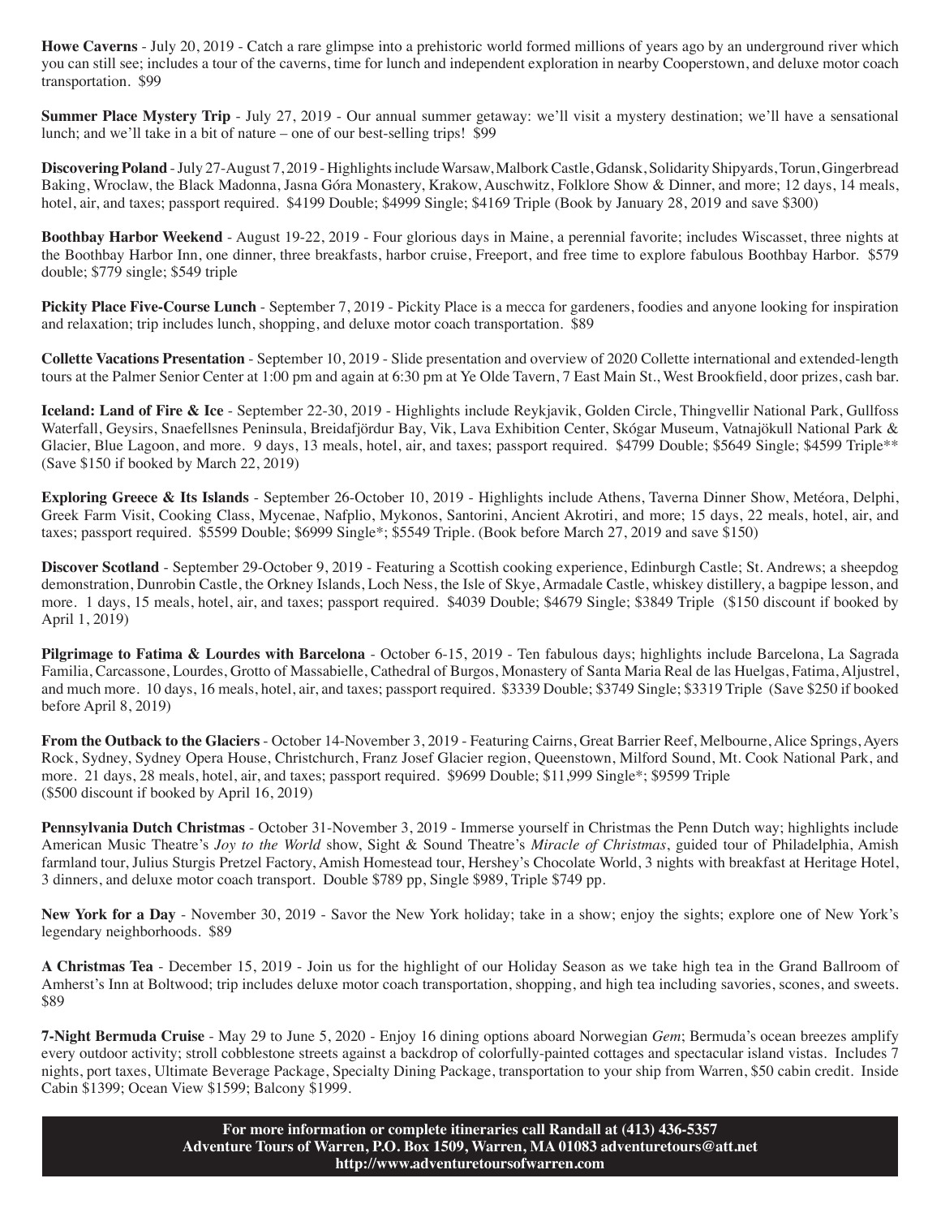**Howe Caverns** - July 20, 2019 - Catch a rare glimpse into a prehistoric world formed millions of years ago by an underground river which you can still see; includes a tour of the caverns, time for lunch and independent exploration in nearby Cooperstown, and deluxe motor coach transportation. $99

**Summer Place Mystery Trip** - July 27, 2019 - Our annual summer getaway: we'll visit a mystery destination; we'll have a sensational lunch; and we'll take in a bit of nature – one of our best-selling trips! $99

**Discovering Poland** - July 27-August 7, 2019 - Highlights include Warsaw, Malbork Castle, Gdansk, Solidarity Shipyards, Torun, Gingerbread Baking, Wroclaw, the Black Madonna, Jasna Góra Monastery, Krakow, Auschwitz, Folklore Show & Dinner, and more; 12 days, 14 meals, hotel, air, and taxes; passport required. $4199 Double; $4999 Single; $4169 Triple (Book by January 28, 2019 and save $300)

**Boothbay Harbor Weekend** - August 19-22, 2019 - Four glorious days in Maine, a perennial favorite; includes Wiscasset, three nights at the Boothbay Harbor Inn, one dinner, three breakfasts, harbor cruise, Freeport, and free time to explore fabulous Boothbay Harbor. $579 double; $779 single; $549 triple

**Pickity Place Five-Course Lunch** - September 7, 2019 - Pickity Place is a mecca for gardeners, foodies and anyone looking for inspiration and relaxation; trip includes lunch, shopping, and deluxe motor coach transportation. $89

**Collette Vacations Presentation** - September 10, 2019 - Slide presentation and overview of 2020 Collette international and extended-length tours at the Palmer Senior Center at 1:00 pm and again at 6:30 pm at Ye Olde Tavern, 7 East Main St., West Brookfield, door prizes, cash bar.

**Iceland: Land of Fire & Ice** - September 22-30, 2019 - Highlights include Reykjavik, Golden Circle, Thingvellir National Park, Gullfoss Waterfall, Geysirs, Snaefellsnes Peninsula, Breidafjördur Bay, Vik, Lava Exhibition Center, Skógar Museum, Vatnajökull National Park & Glacier, Blue Lagoon, and more. 9 days, 13 meals, hotel, air, and taxes; passport required. $4799 Double; $5649 Single; $4599 Triple** (Save $150 if booked by March 22, 2019)

**Exploring Greece & Its Islands** - September 26-October 10, 2019 - Highlights include Athens, Taverna Dinner Show, Metéora, Delphi, Greek Farm Visit, Cooking Class, Mycenae, Nafplio, Mykonos, Santorini, Ancient Akrotiri, and more; 15 days, 22 meals, hotel, air, and taxes; passport required. $5599 Double; $6999 Single*; $5549 Triple. (Book before March 27, 2019 and save $150)

**Discover Scotland** - September 29-October 9, 2019 - Featuring a Scottish cooking experience, Edinburgh Castle; St. Andrews; a sheepdog demonstration, Dunrobin Castle, the Orkney Islands, Loch Ness, the Isle of Skye, Armadale Castle, whiskey distillery, a bagpipe lesson, and more. 1 days, 15 meals, hotel, air, and taxes; passport required. $4039 Double; $4679 Single; $3849 Triple ($150 discount if booked by April 1, 2019)

**Pilgrimage to Fatima & Lourdes with Barcelona** - October 6-15, 2019 - Ten fabulous days; highlights include Barcelona, La Sagrada Familia, Carcassone, Lourdes, Grotto of Massabielle, Cathedral of Burgos, Monastery of Santa Maria Real de las Huelgas, Fatima, Aljustrel, and much more. 10 days, 16 meals, hotel, air, and taxes; passport required. $3339 Double; $3749 Single; $3319 Triple (Save $250 if booked before April 8, 2019)

**From the Outback to the Glaciers** - October 14-November 3, 2019 - Featuring Cairns, Great Barrier Reef, Melbourne, Alice Springs, Ayers Rock, Sydney, Sydney Opera House, Christchurch, Franz Josef Glacier region, Queenstown, Milford Sound, Mt. Cook National Park, and more. 21 days, 28 meals, hotel, air, and taxes; passport required. $9699 Double; $11,999 Single*; $9599 Triple ($500 discount if booked by April 16, 2019)

**Pennsylvania Dutch Christmas** - October 31-November 3, 2019 - Immerse yourself in Christmas the Penn Dutch way; highlights include American Music Theatre's *Joy to the World* show, Sight & Sound Theatre's *Miracle of Christmas*, guided tour of Philadelphia, Amish farmland tour, Julius Sturgis Pretzel Factory, Amish Homestead tour, Hershey's Chocolate World, 3 nights with breakfast at Heritage Hotel, 3 dinners, and deluxe motor coach transport. Double $789 pp, Single $989, Triple $749 pp.

**New York for a Day** - November 30, 2019 - Savor the New York holiday; take in a show; enjoy the sights; explore one of New York's legendary neighborhoods. $89

**A Christmas Tea** - December 15, 2019 - Join us for the highlight of our Holiday Season as we take high tea in the Grand Ballroom of Amherst's Inn at Boltwood; trip includes deluxe motor coach transportation, shopping, and high tea including savories, scones, and sweets. $89

**7-Night Bermuda Cruise** - May 29 to June 5, 2020 - Enjoy 16 dining options aboard Norwegian *Gem*; Bermuda's ocean breezes amplify every outdoor activity; stroll cobblestone streets against a backdrop of colorfully-painted cottages and spectacular island vistas. Includes 7 nights, port taxes, Ultimate Beverage Package, Specialty Dining Package, transportation to your ship from Warren, $50 cabin credit. Inside Cabin $1399; Ocean View $1599; Balcony $1999.

**For more information or complete itineraries call Randall at (413) 436-5357**
**Adventure Tours of Warren, P.O. Box 1509, Warren, MA 01083 adventuretours@att.net**
**http://www.adventuretoursofwarren.com**